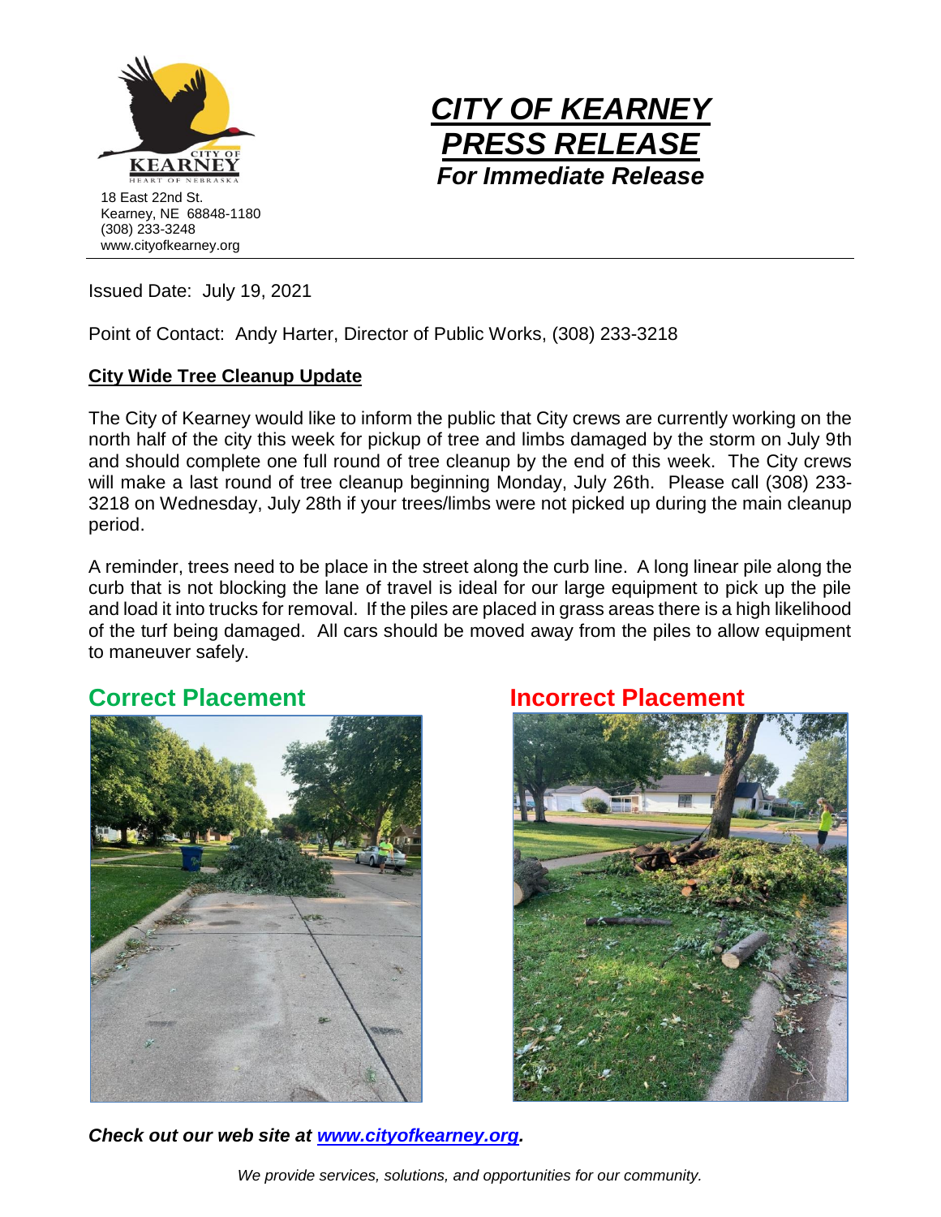18 East 22nd St.
Kearney, NE 68848-1180
(308) 233-3248
www.cityofkearney.org

# ***CITY OF KEARNEY PRESS RELEASE***

***For Immediate Release***

Issued Date: July 19, 2021

Point of Contact: Andy Harter, Director of Public Works, (308) 233-3218

**City Wide Tree Cleanup Update**

The City of Kearney would like to inform the public that City crews are currently working on the north half of the city this week for pickup of tree and limbs damaged by the storm on July 9th and should complete one full round of tree cleanup by the end of this week. The City crews will make a last round of tree cleanup beginning Monday, July 26th. Please call (308) 233-3218 on Wednesday, July 28th if your trees/limbs were not picked up during the main cleanup period.

A reminder, trees need to be place in the street along the curb line. A long linear pile along the curb that is not blocking the lane of travel is ideal for our large equipment to pick up the pile and load it into trucks for removal. If the piles are placed in grass areas there is a high likelihood of the turf being damaged. All cars should be moved away from the piles to allow equipment to maneuver safely.

## Correct Placement

## Incorrect Placement

***Check out our web site at www.cityofkearney.org.***

*We provide services, solutions, and opportunities for our community.*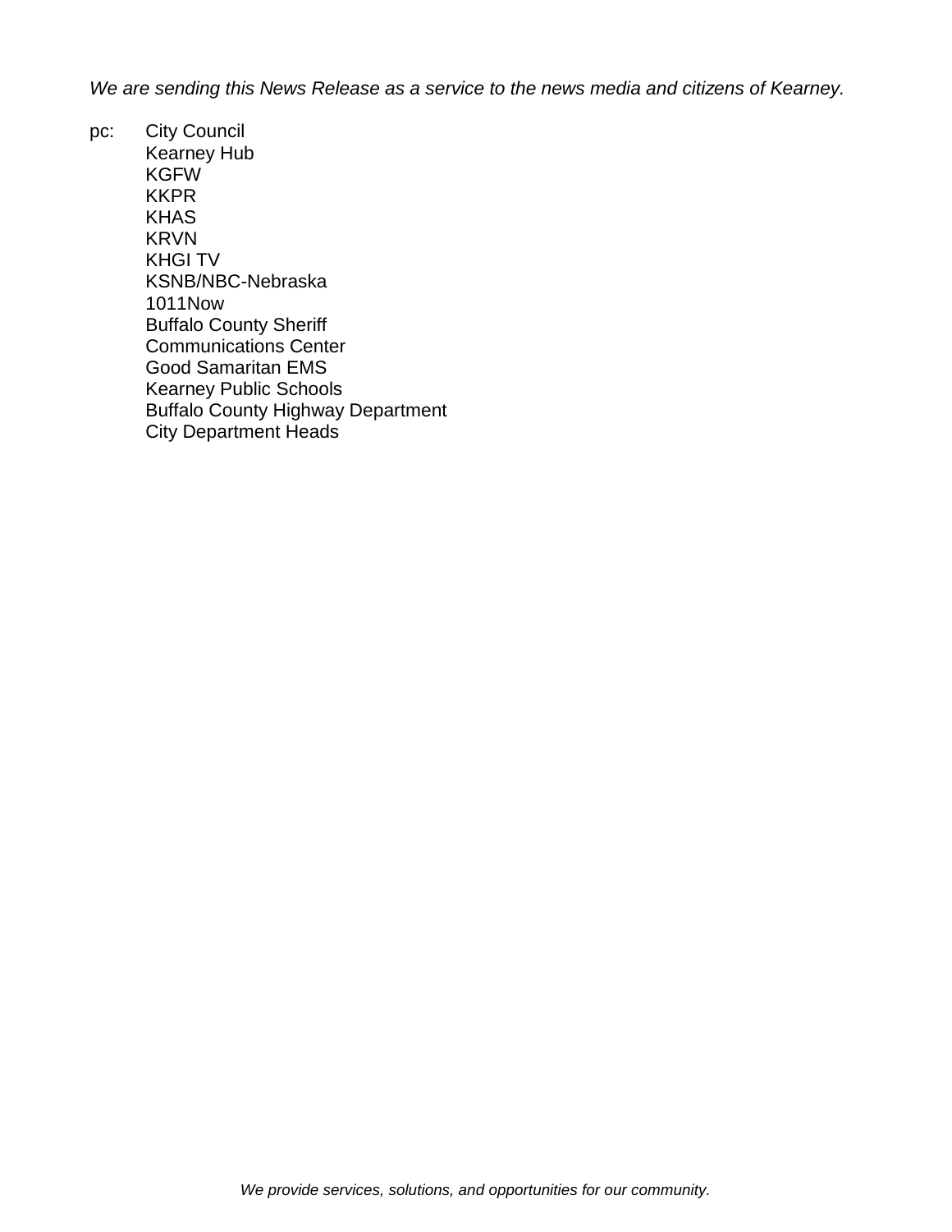*We are sending this News Release as a service to the news media and citizens of Kearney.*

pc: City Council
Kearney Hub
KGFW
KKPR
KHAS
KRVN
KHGI TV
KSNB/NBC-Nebraska
1011Now
Buffalo County Sheriff
Communications Center
Good Samaritan EMS
Kearney Public Schools
Buffalo County Highway Department
City Department Heads

*We provide services, solutions, and opportunities for our community.*